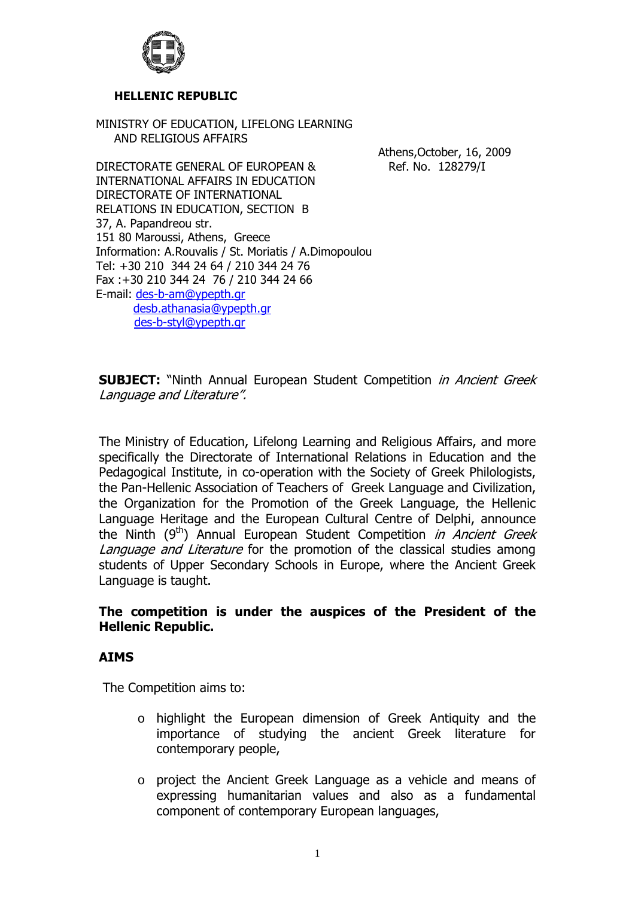**HELLENIC REPUBLIC**

MINISTRY OF EDUCATION, LIFELONG LEARNING AND RELIGIOUS AFFAIRS

Athens,October, 16, 2009
Ref. No. 128279/I

DIRECTORATE GENERAL OF EUROPEAN & INTERNATIONAL AFFAIRS IN EDUCATION
DIRECTORATE OF INTERNATIONAL RELATIONS IN EDUCATION, SECTION B
37, A. Papandreou str.
151 80 Maroussi, Athens, Greece
Information: A.Rouvalis / St. Moriatis / A.Dimopoulou
Tel: +30 210 344 24 64 / 210 344 24 76
Fax :+30 210 344 24 76 / 210 344 24 66
E-mail: des-b-am@ypepth.gr
desb.athanasia@ypepth.gr
des-b-styl@ypepth.gr

**SUBJECT:** "Ninth Annual European Student Competition *in Ancient Greek Language and Literature".*

The Ministry of Education, Lifelong Learning and Religious Affairs, and more specifically the Directorate of International Relations in Education and the Pedagogical Institute, in co-operation with the Society of Greek Philologists, the Pan-Hellenic Association of Teachers of Greek Language and Civilization, the Organization for the Promotion of the Greek Language, the Hellenic Language Heritage and the European Cultural Centre of Delphi, announce the Ninth (9th) Annual European Student Competition *in Ancient Greek Language and Literature* for the promotion of the classical studies among students of Upper Secondary Schools in Europe, where the Ancient Greek Language is taught.

**The competition is under the auspices of the President of the Hellenic Republic.**

**AIMS**

The Competition aims to:

- highlight the European dimension of Greek Antiquity and the importance of studying the ancient Greek literature for contemporary people,
- project the Ancient Greek Language as a vehicle and means of expressing humanitarian values and also as a fundamental component of contemporary European languages,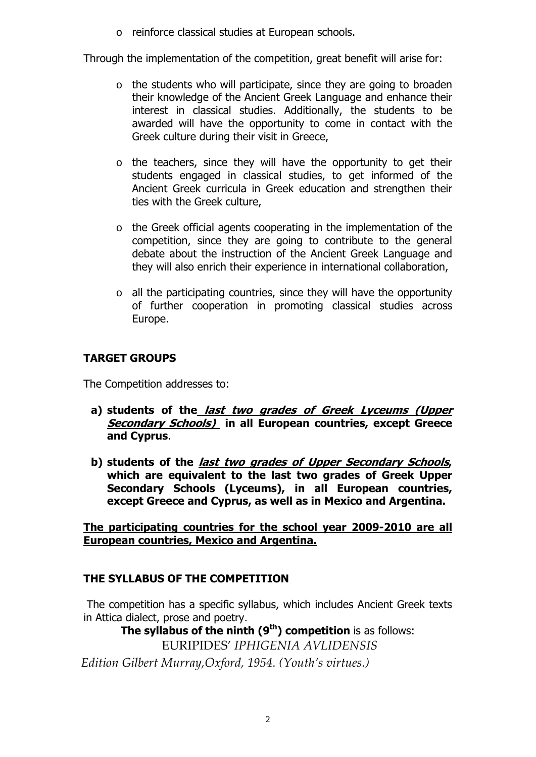- reinforce classical studies at European schools.

Through the implementation of the competition, great benefit will arise for:

- the students who will participate, since they are going to broaden their knowledge of the Ancient Greek Language and enhance their interest in classical studies. Additionally, the students to be awarded will have the opportunity to come in contact with the Greek culture during their visit in Greece,

- the teachers, since they will have the opportunity to get their students engaged in classical studies, to get informed of the Ancient Greek curricula in Greek education and strengthen their ties with the Greek culture,

- the Greek official agents cooperating in the implementation of the competition, since they are going to contribute to the general debate about the instruction of the Ancient Greek Language and they will also enrich their experience in international collaboration,

- all the participating countries, since they will have the opportunity of further cooperation in promoting classical studies across Europe.

## TARGET GROUPS

The Competition addresses to:

a) **students of the** ***last two grades of Greek Lyceums (Upper Secondary Schools)*** **in all European countries, except Greece and Cyprus**.

b) **students of the** ***last two grades of Upper Secondary Schools*****, which are equivalent to the last two grades of Greek Upper Secondary Schools (Lyceums), in all European countries, except Greece and Cyprus, as well as in Mexico and Argentina.**

**The participating countries for the school year 2009-2010 are all European countries, Mexico and Argentina.**

## THE SYLLABUS OF THE COMPETITION

The competition has a specific syllabus, which includes Ancient Greek texts in Attica dialect, prose and poetry.

**The syllabus of the ninth (9th) competition** is as follows:

EURIPIDES' *IPHIGENIA AVLIDENSIS*

*Edition Gilbert Murray,Oxford, 1954. (Youth's virtues.)*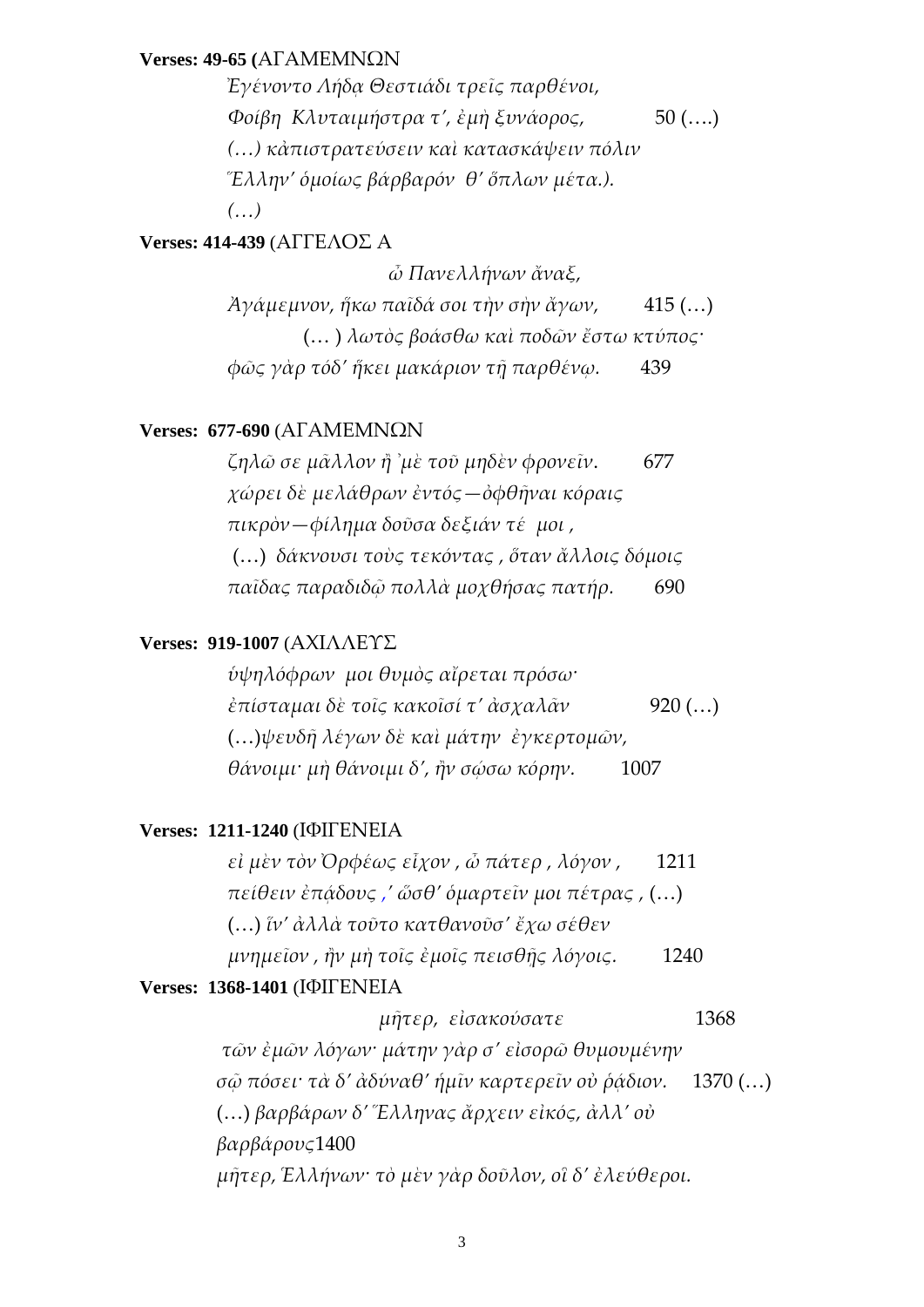**Verses: 49-65 (**ΑΓΑΜΕΜΝΩΝ

*Ἐγένοντο Λήδᾳ Θεστιάδι τρεῖς παρθένοι,*
*Φοίβη Κλυταιμήστρα τ', ἐμὴ ξυνάορος,* 50 (….)
*(…) κἀπιστρατεύσειν καὶ κατασκάψειν πόλιν*
*Ἕλλην' ὁμοίως βάρβαρόν θ' ὅπλων μέτα.).*
*(…)*

**Verses: 414-439** (ΑΓΓΕΛΟΣ Α

*ὦ Πανελλήνων ἄναξ,*
*Ἀγάμεμνον, ἥκω παῖδά σοι τὴν σὴν ἄγων,* 415 (…)
(… ) *λωτὸς βοάσθω καὶ ποδῶν ἔστω κτύπος·*
*φῶς γὰρ τόδ' ἥκει μακάριον τῇ παρθένῳ.* 439

**Verses: 677-690** (ΑΓΑΜΕΜΝΩΝ

*ζηλῶ σε μᾶλλον ἢ 'μὲ τοῦ μηδὲν φρονεῖν.* 677
*χώρει δὲ μελάθρων ἐντός—ὀφθῆναι κόραις*
*πικρὸν—φίλημα δοῦσα δεξιάν τέ μοι ,*
(…) *δάκνουσι τοὺς τεκόντας , ὅταν ἄλλοις δόμοις*
*παῖδας παραδιδῷ πολλὰ μοχθήσας πατήρ.* 690

**Verses: 919-1007** (ΑΧΙΛΛΕΥΣ

*ὑψηλόφρων μοι θυμὸς αἴρεται πρόσω·*
*ἐπίσταμαι δὲ τοῖς κακοῖσί τ' ἀσχαλᾶν* 920 (…)
(…)*ψευδῆ λέγων δὲ καὶ μάτην ἐγκερτομῶν,*
*θάνοιμι· μὴ θάνοιμι δ', ἢν σῴσω κόρην.* 1007

**Verses: 1211-1240** (ΙΦΙΓΕΝΕΙΑ

*εἰ μὲν τὸν Ὀρφέως εἶχον , ὦ πάτερ , λόγον ,* 1211
*πείθειν ἐπᾴδους ,' ὥσθ' ὁμαρτεῖν μοι πέτρας ,* (…)
(…) *ἵν' ἀλλὰ τοῦτο κατθανοῦσ' ἔχω σέθεν*
*μνημεῖον , ἢν μὴ τοῖς ἐμοῖς πεισθῇς λόγοις.* 1240

**Verses: 1368-1401** (ΙΦΙΓΕΝΕΙΑ

*μῆτερ, εἰσακούσατε* 1368
*τῶν ἐμῶν λόγων· μάτην γάρ σ' εἰσορῶ θυμουμένην*
*σῷ πόσει· τὰ δ' ἀδύναθ' ἡμῖν καρτερεῖν οὐ ῥᾴδιον.* 1370 (…)
(…) *βαρβάρων δ' Ἕλληνας ἄρχειν εἰκός, ἀλλ' οὐ βαρβάρους*1400
*μῆτερ, Ἑλλήνων· τὸ μὲν γὰρ δοῦλον, οἳ δ' ἐλεύθεροι.*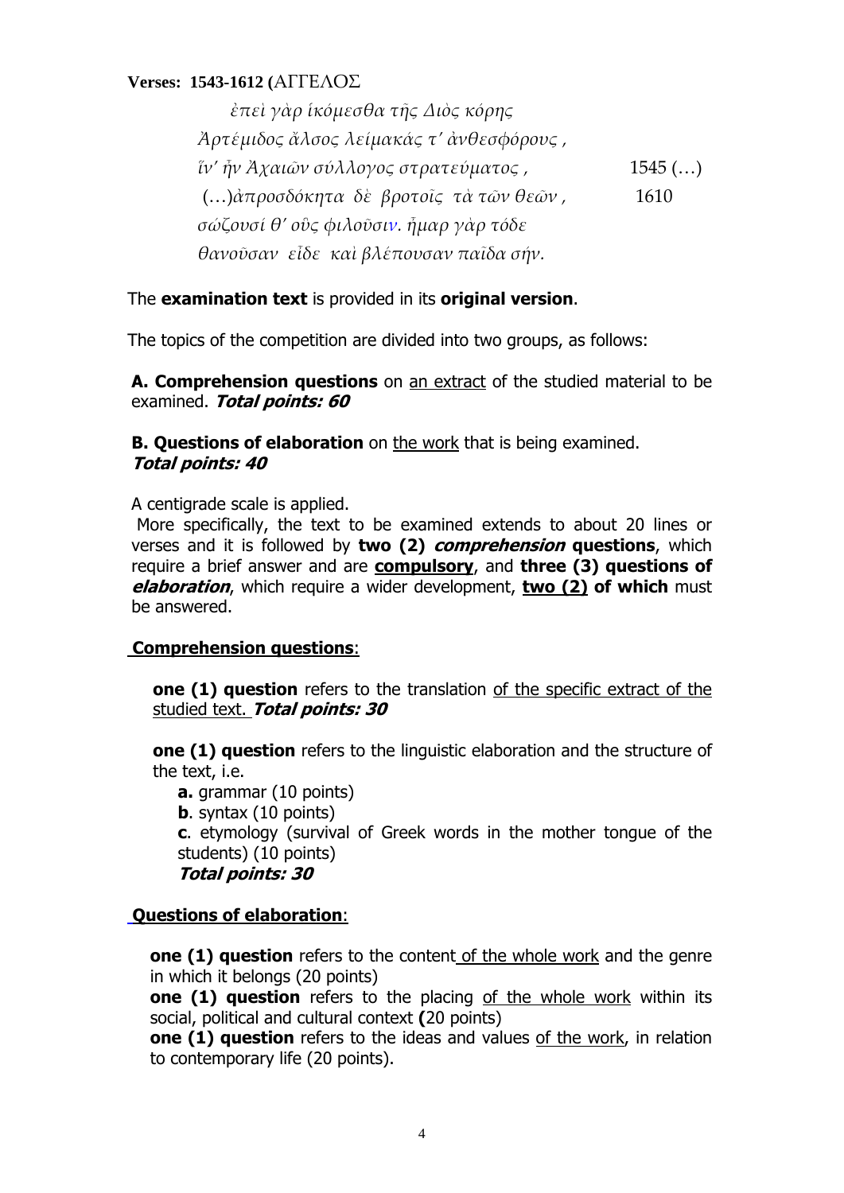**Verses: 1543-1612 (**ΑΓΓΕΛΟΣ

*ἐπεὶ γὰρ ἱκόμεσθα τῆς Διὸς κόρης*
*Ἀρτέμιδος ἄλσος λείμακάς τ' ἀνθεσφόρους ,*
*ἵν' ἦν Ἀχαιῶν σύλλογος στρατεύματος ,* 1545 (…)
(…)*ἀπροσδόκητα δὲ βροτοῖς τὰ τῶν θεῶν ,* 1610
*σῴζουσί θ' οὓς φιλοῦσιν. ἦμαρ γὰρ τόδε*
*θανοῦσαν εἶδε καὶ βλέπουσαν παῖδα σήν.*

The **examination text** is provided in its **original version**.

The topics of the competition are divided into two groups, as follows:

**A. Comprehension questions** on an extract of the studied material to be examined. ***Total points: 60***

**B. Questions of elaboration** on the work that is being examined.
***Total points: 40***

A centigrade scale is applied.
More specifically, the text to be examined extends to about 20 lines or verses and it is followed by **two (2)** ***comprehension*** **questions**, which require a brief answer and are **compulsory**, and **three (3) questions of** ***elaboration***, which require a wider development, **two (2) of which** must be answered.

**Comprehension questions**:

**one (1) question** refers to the translation of the specific extract of the studied text. ***Total points: 30***

**one (1) question** refers to the linguistic elaboration and the structure of the text, i.e.

**a.** grammar (10 points)
**b**. syntax (10 points)
**c**. etymology (survival of Greek words in the mother tongue of the students) (10 points)
***Total points: 30***

**Questions of elaboration**:

**one (1) question** refers to the content of the whole work and the genre in which it belongs (20 points)
**one (1) question** refers to the placing of the whole work within its social, political and cultural context **(**20 points)
**one (1) question** refers to the ideas and values of the work, in relation to contemporary life (20 points).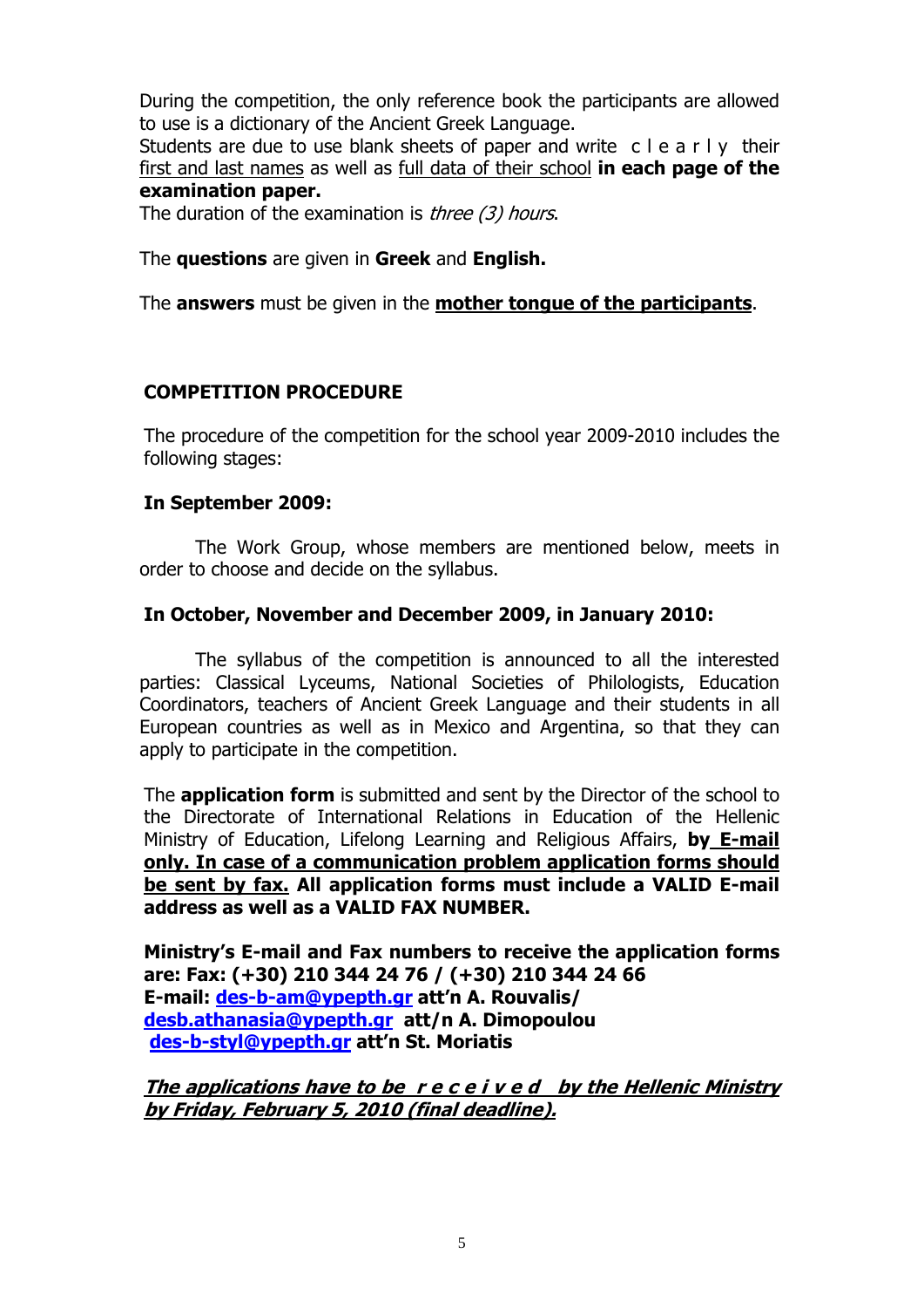During the competition, the only reference book the participants are allowed to use is a dictionary of the Ancient Greek Language.
Students are due to use blank sheets of paper and write c l e a r l y their first and last names as well as full data of their school **in each page of the examination paper.**
The duration of the examination is *three (3) hours*.

The **questions** are given in **Greek** and **English.**

The **answers** must be given in the **mother tongue of the participants**.

## COMPETITION PROCEDURE

The procedure of the competition for the school year 2009-2010 includes the following stages:

**In September 2009:**

The Work Group, whose members are mentioned below, meets in order to choose and decide on the syllabus.

**In October, November and December 2009, in January 2010:**

The syllabus of the competition is announced to all the interested parties: Classical Lyceums, National Societies of Philologists, Education Coordinators, teachers of Ancient Greek Language and their students in all European countries as well as in Mexico and Argentina, so that they can apply to participate in the competition.

The **application form** is submitted and sent by the Director of the school to the Directorate of International Relations in Education of the Hellenic Ministry of Education, Lifelong Learning and Religious Affairs, **by E-mail only. In case of a communication problem application forms should be sent by fax. All application forms must include a VALID E-mail address as well as a VALID FAX NUMBER.**

**Ministry's E-mail and Fax numbers to receive the application forms are: Fax: (+30) 210 344 24 76 / (+30) 210 344 24 66**
**E-mail: des-b-am@ypepth.gr att'n A. Rouvalis/**
**desb.athanasia@ypepth.gr att/n A. Dimopoulou**
**des-b-styl@ypepth.gr att'n St. Moriatis**

***The applications have to be r e c e i v e d by the Hellenic Ministry by Friday, February 5, 2010 (final deadline).***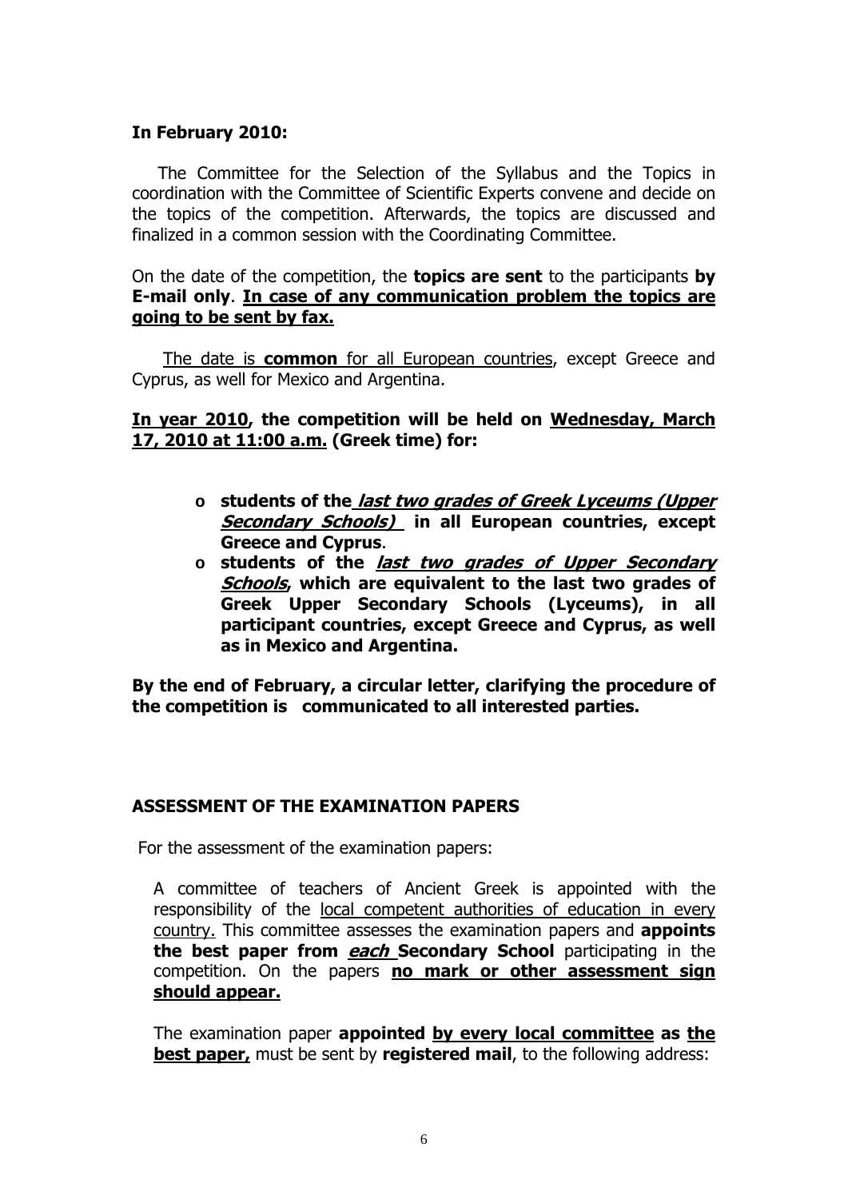**In February 2010:**

The Committee for the Selection of the Syllabus and the Topics in coordination with the Committee of Scientific Experts convene and decide on the topics of the competition. Afterwards, the topics are discussed and finalized in a common session with the Coordinating Committee.

On the date of the competition, the **topics are sent** to the participants **by E-mail only**. **In case of any communication problem the topics are going to be sent by fax.**

The date is **common** for all European countries, except Greece and Cyprus, as well for Mexico and Argentina.

**In year 2010, the competition will be held on Wednesday, March 17, 2010 at 11:00 a.m. (Greek time) for:**

- **students of the *last two grades of Greek Lyceums (Upper Secondary Schools)* in all European countries, except Greece and Cyprus**.
- **students of the *last two grades of Upper Secondary Schools*, which are equivalent to the last two grades of Greek Upper Secondary Schools (Lyceums), in all participant countries, except Greece and Cyprus, as well as in Mexico and Argentina.**

**By the end of February, a circular letter, clarifying the procedure of the competition is communicated to all interested parties.**

## ASSESSMENT OF THE EXAMINATION PAPERS

For the assessment of the examination papers:

A committee of teachers of Ancient Greek is appointed with the responsibility of the local competent authorities of education in every country. This committee assesses the examination papers and **appoints the best paper from *each* Secondary School** participating in the competition. On the papers **no mark or other assessment sign should appear.**

The examination paper **appointed by every local committee as the best paper,** must be sent by **registered mail**, to the following address: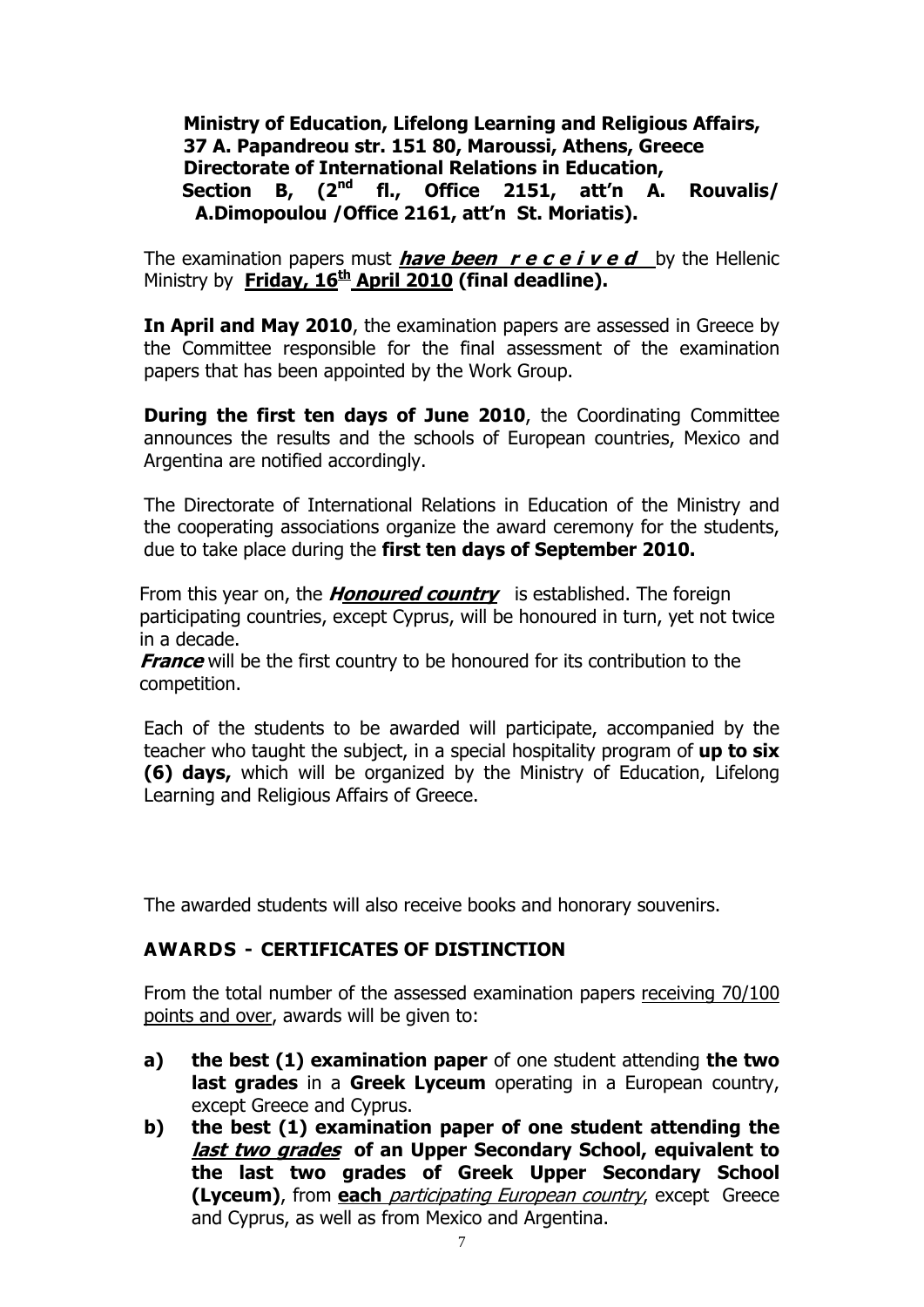**Ministry of Education, Lifelong Learning and Religious Affairs, 37 A. Papandreou str. 151 80, Maroussi, Athens, Greece Directorate of International Relations in Education, Section B, (2nd fl., Office 2151, att'n A. Rouvalis/ A.Dimopoulou /Office 2161, att'n St. Moriatis).**

The examination papers must ***have been r e c e i v e d*** by the Hellenic Ministry by **Friday, 16th April 2010 (final deadline).**

**In April and May 2010**, the examination papers are assessed in Greece by the Committee responsible for the final assessment of the examination papers that has been appointed by the Work Group.

**During the first ten days of June 2010**, the Coordinating Committee announces the results and the schools of European countries, Mexico and Argentina are notified accordingly.

The Directorate of International Relations in Education of the Ministry and the cooperating associations organize the award ceremony for the students, due to take place during the **first ten days of September 2010.**

From this year on, the ***Honoured country*** is established. The foreign participating countries, except Cyprus, will be honoured in turn, yet not twice in a decade.

***France*** will be the first country to be honoured for its contribution to the competition.

Each of the students to be awarded will participate, accompanied by the teacher who taught the subject, in a special hospitality program of **up to six (6) days,** which will be organized by the Ministry of Education, Lifelong Learning and Religious Affairs of Greece.

The awarded students will also receive books and honorary souvenirs.

## AWARDS - CERTIFICATES OF DISTINCTION

From the total number of the assessed examination papers receiving 70/100 points and over, awards will be given to:

**a)** **the best (1) examination paper** of one student attending **the two last grades** in a **Greek Lyceum** operating in a European country, except Greece and Cyprus.

**b)** **the best (1) examination paper of one student attending the *last two grades* of an Upper Secondary School, equivalent to the last two grades of Greek Upper Secondary School (Lyceum)**, from **each** *participating European country*, except Greece and Cyprus, as well as from Mexico and Argentina.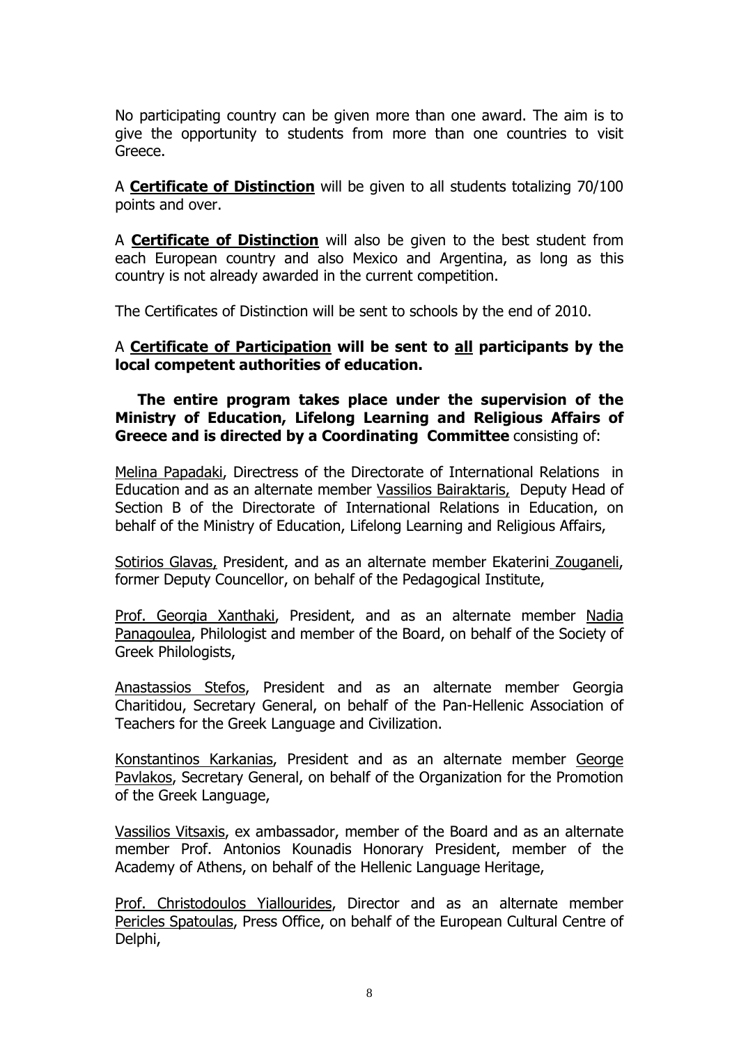No participating country can be given more than one award. The aim is to give the opportunity to students from more than one countries to visit Greece.

A <u>**Certificate of Distinction**</u> will be given to all students totalizing 70/100 points and over.

A <u>**Certificate of Distinction**</u> will also be given to the best student from each European country and also Mexico and Argentina, as long as this country is not already awarded in the current competition.

The Certificates of Distinction will be sent to schools by the end of 2010.

A <u>**Certificate of Participation**</u> **will be sent to <u>all</u> participants by the local competent authorities of education.**

**The entire program takes place under the supervision of the Ministry of Education, Lifelong Learning and Religious Affairs of Greece and is directed by a Coordinating Committee** consisting of:

<u>Melina Papadaki</u>, Directress of the Directorate of International Relations in Education and as an alternate member <u>Vassilios Bairaktaris,</u> Deputy Head of Section B of the Directorate of International Relations in Education, on behalf of the Ministry of Education, Lifelong Learning and Religious Affairs,

<u>Sotirios Glavas,</u> President, and as an alternate member Ekaterini <u>Zouganeli</u>, former Deputy Councellor, on behalf of the Pedagogical Institute,

<u>Prof. Georgia Xanthaki</u>, President, and as an alternate member <u>Nadia Panagoulea</u>, Philologist and member of the Board, on behalf of the Society of Greek Philologists,

<u>Anastassios Stefos</u>, President and as an alternate member Georgia Charitidou, Secretary General, on behalf of the Pan-Hellenic Association of Teachers for the Greek Language and Civilization.

<u>Konstantinos Karkanias</u>, President and as an alternate member <u>George Pavlakos</u>, Secretary General, on behalf of the Organization for the Promotion of the Greek Language,

<u>Vassilios Vitsaxis</u>, ex ambassador, member of the Board and as an alternate member Prof. Antonios Kounadis Honorary President, member of the Academy of Athens, on behalf of the Hellenic Language Heritage,

<u>Prof. Christodoulos Yiallourides</u>, Director and as an alternate member <u>Pericles Spatoulas</u>, Press Office, on behalf of the European Cultural Centre of Delphi,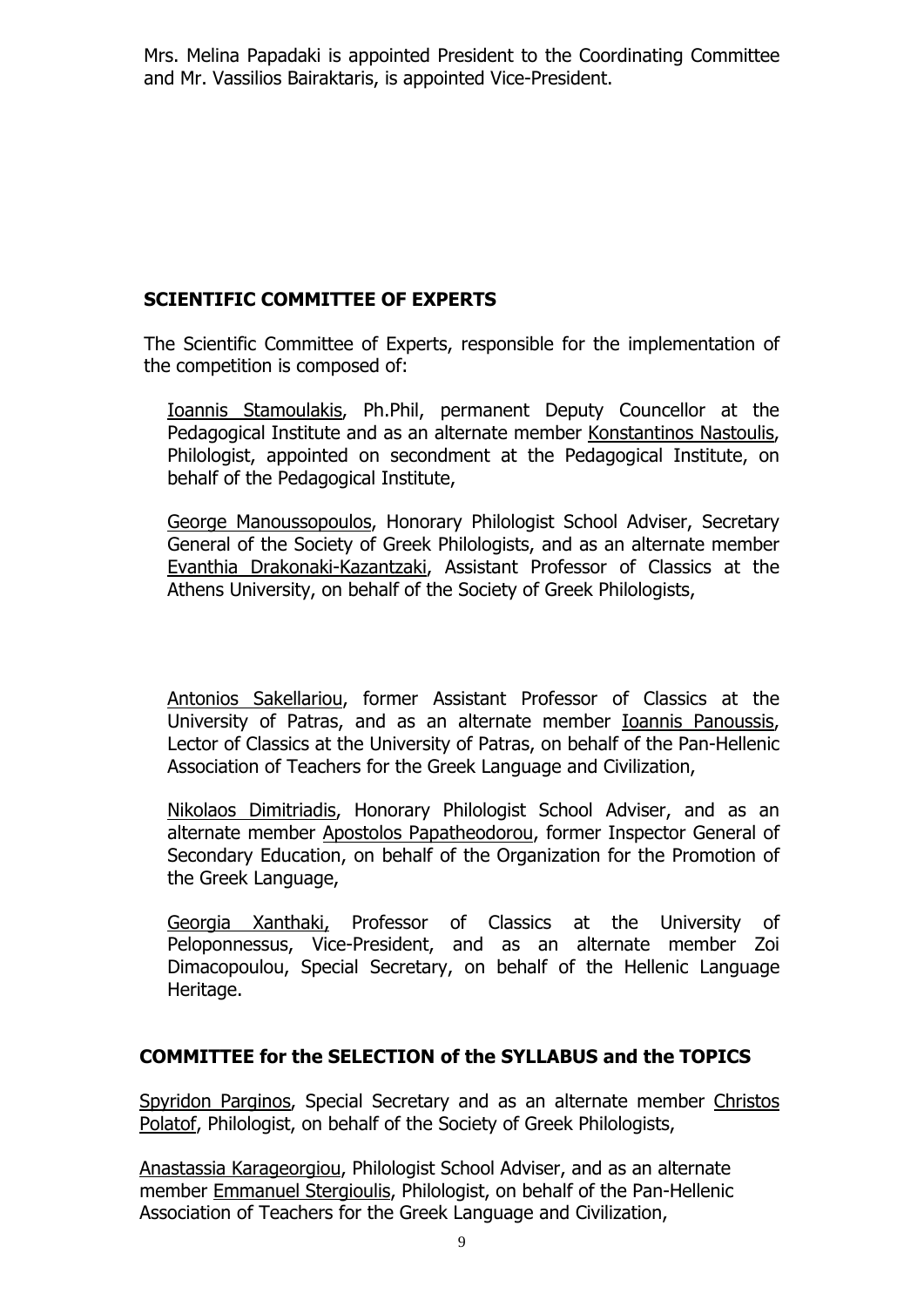Mrs. Melina Papadaki is appointed President to the Coordinating Committee and Mr. Vassilios Bairaktaris, is appointed Vice-President.

## SCIENTIFIC COMMITTEE OF EXPERTS

The Scientific Committee of Experts, responsible for the implementation of the competition is composed of:

Ioannis Stamoulakis, Ph.Phil, permanent Deputy Councellor at the Pedagogical Institute and as an alternate member Konstantinos Nastoulis, Philologist, appointed on secondment at the Pedagogical Institute, on behalf of the Pedagogical Institute,

George Manoussopoulos, Honorary Philologist School Adviser, Secretary General of the Society of Greek Philologists, and as an alternate member Evanthia Drakonaki-Kazantzaki, Assistant Professor of Classics at the Athens University, on behalf of the Society of Greek Philologists,

Antonios Sakellariou, former Assistant Professor of Classics at the University of Patras, and as an alternate member Ioannis Panoussis, Lector of Classics at the University of Patras, on behalf of the Pan-Hellenic Association of Teachers for the Greek Language and Civilization,

Nikolaos Dimitriadis, Honorary Philologist School Adviser, and as an alternate member Apostolos Papatheodorou, former Inspector General of Secondary Education, on behalf of the Organization for the Promotion of the Greek Language,

Georgia Xanthaki, Professor of Classics at the University of Peloponnessus, Vice-President, and as an alternate member Zoi Dimacopoulou, Special Secretary, on behalf of the Hellenic Language Heritage.

## COMMITTEE for the SELECTION of the SYLLABUS and the TOPICS

Spyridon Parginos, Special Secretary and as an alternate member Christos Polatof, Philologist, on behalf of the Society of Greek Philologists,

Anastassia Karageorgiou, Philologist School Adviser, and as an alternate member Emmanuel Stergioulis, Philologist, on behalf of the Pan-Hellenic Association of Teachers for the Greek Language and Civilization,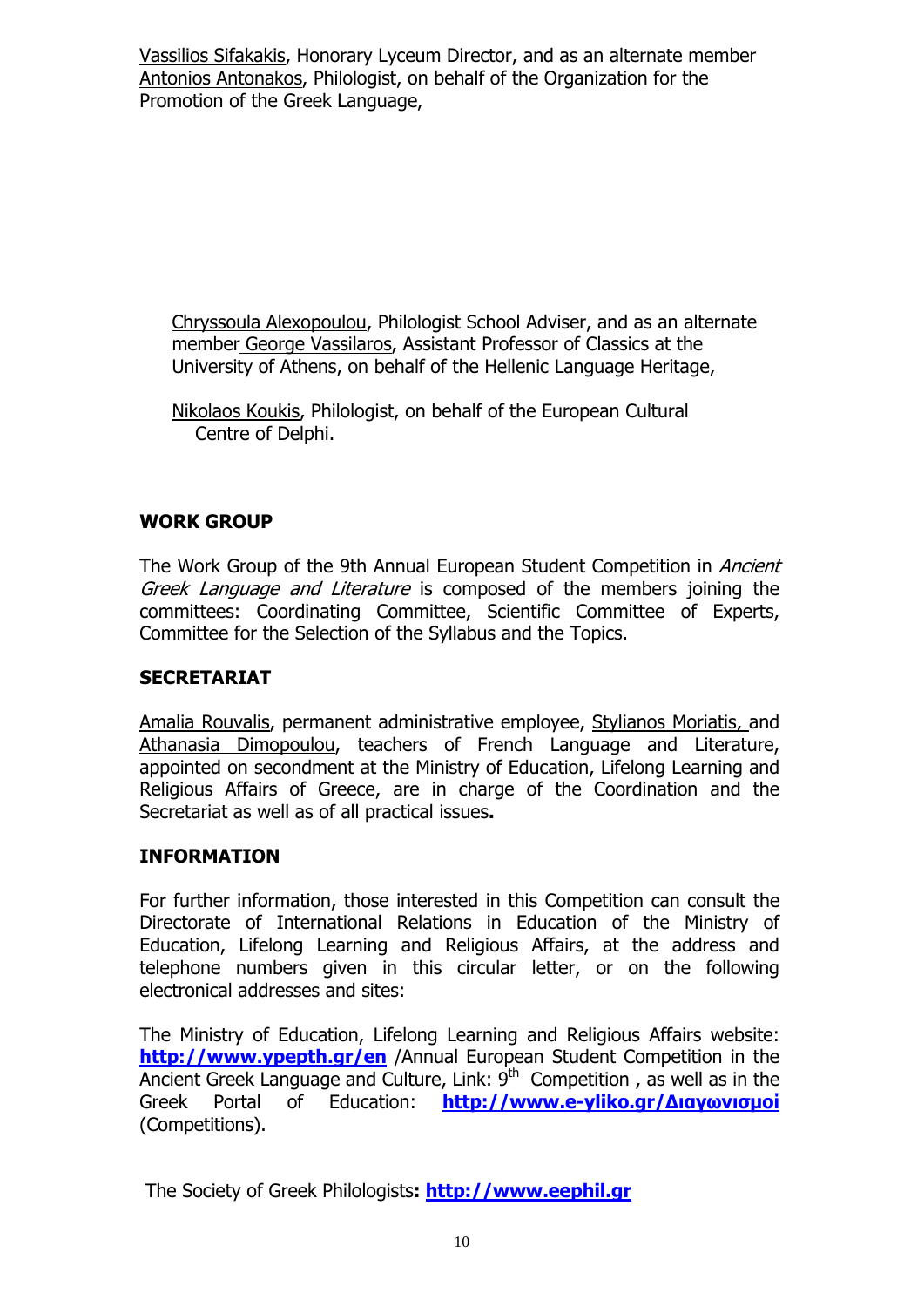Vassilios Sifakakis, Honorary Lyceum Director, and as an alternate member Antonios Antonakos, Philologist, on behalf of the Organization for the Promotion of the Greek Language,

Chryssoula Alexopoulou, Philologist School Adviser, and as an alternate member George Vassilaros, Assistant Professor of Classics at the University of Athens, on behalf of the Hellenic Language Heritage,

Nikolaos Koukis, Philologist, on behalf of the European Cultural Centre of Delphi.

## WORK GROUP

The Work Group of the 9th Annual European Student Competition in *Ancient Greek Language and Literature* is composed of the members joining the committees: Coordinating Committee, Scientific Committee of Experts, Committee for the Selection of the Syllabus and the Topics.

## SECRETARIAT

Amalia Rouvalis, permanent administrative employee, Stylianos Moriatis, and Athanasia Dimopoulou, teachers of French Language and Literature, appointed on secondment at the Ministry of Education, Lifelong Learning and Religious Affairs of Greece, are in charge of the Coordination and the Secretariat as well as of all practical issues**.**

## INFORMATION

For further information, those interested in this Competition can consult the Directorate of International Relations in Education of the Ministry of Education, Lifelong Learning and Religious Affairs, at the address and telephone numbers given in this circular letter, or on the following electronical addresses and sites:

The Ministry of Education, Lifelong Learning and Religious Affairs website: **http://www.ypepth.gr/en** /Annual European Student Competition in the Ancient Greek Language and Culture, Link: 9th Competition , as well as in the Greek Portal of Education: **http://www.e-yliko.gr/Διαγωνισμοί** (Competitions).

The Society of Greek Philologists**: http://www.eephil.gr**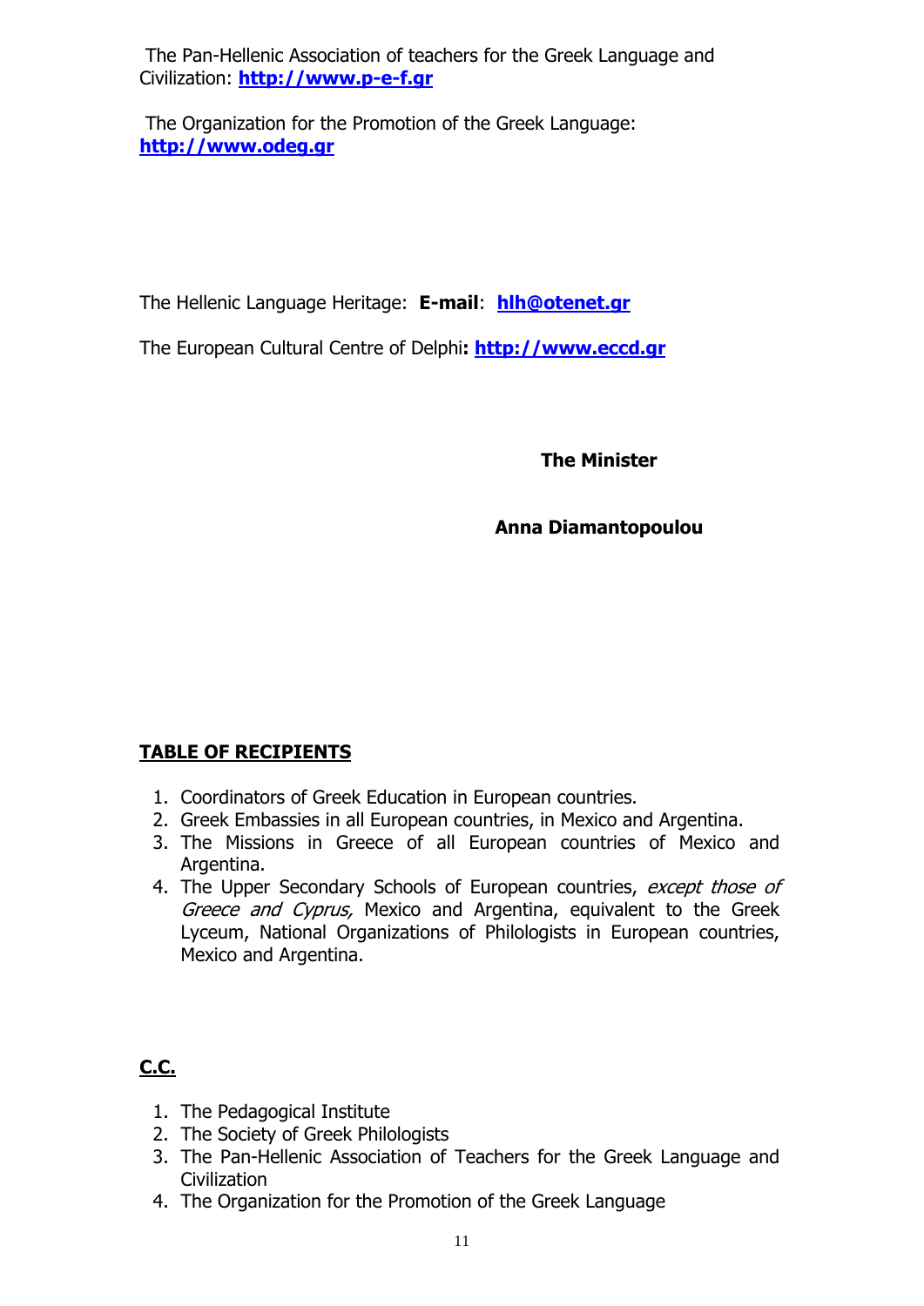The Pan-Hellenic Association of teachers for the Greek Language and Civilization: **http://www.p-e-f.gr**

The Organization for the Promotion of the Greek Language: **http://www.odeg.gr**

The Hellenic Language Heritage: **E-mail**: **hlh@otenet.gr**

The European Cultural Centre of Delphi**: http://www.eccd.gr**

**The Minister**

**Anna Diamantopoulou**

**TABLE OF RECIPIENTS**

1. Coordinators of Greek Education in European countries.
2. Greek Embassies in all European countries, in Mexico and Argentina.
3. The Missions in Greece of all European countries of Mexico and Argentina.
4. The Upper Secondary Schools of European countries, *except those of Greece and Cyprus,* Mexico and Argentina, equivalent to the Greek Lyceum, National Organizations of Philologists in European countries, Mexico and Argentina.

**C.C.**

1. The Pedagogical Institute
2. The Society of Greek Philologists
3. The Pan-Hellenic Association of Teachers for the Greek Language and Civilization
4. The Organization for the Promotion of the Greek Language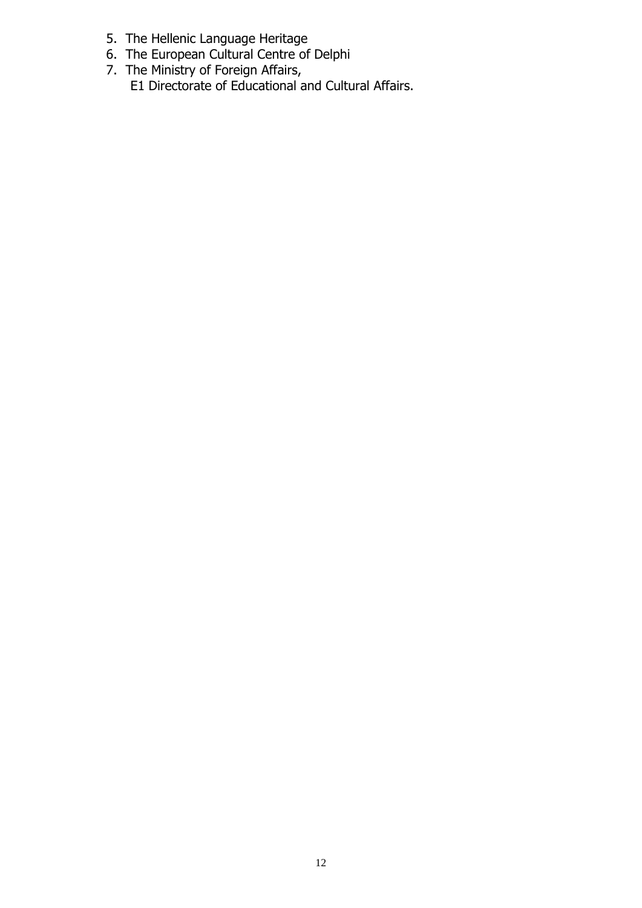5. The Hellenic Language Heritage
6. The European Cultural Centre of Delphi
7. The Ministry of Foreign Affairs,
   E1 Directorate of Educational and Cultural Affairs.